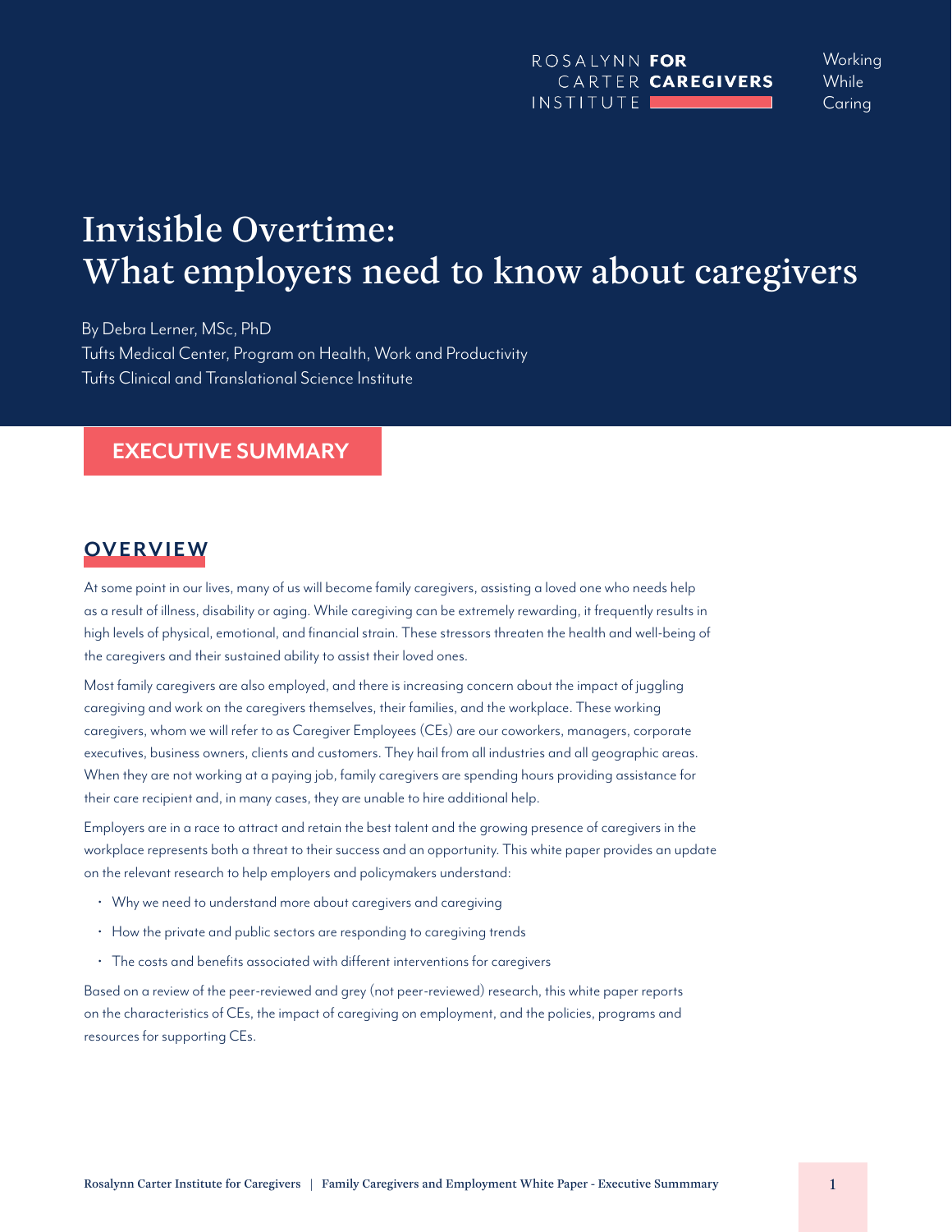ROSALYNN CARTER INSTITUTE **FOR CAREGIVERS**

Working While Caring

# Invisible Overtime: What employers need to know about caregivers

By Debra Lerner, MSc, PhD
Tufts Medical Center, Program on Health, Work and Productivity
Tufts Clinical and Translational Science Institute

## EXECUTIVE SUMMARY

### OVERVIEW

At some point in our lives, many of us will become family caregivers, assisting a loved one who needs help as a result of illness, disability or aging. While caregiving can be extremely rewarding, it frequently results in high levels of physical, emotional, and financial strain. These stressors threaten the health and well-being of the caregivers and their sustained ability to assist their loved ones.

Most family caregivers are also employed, and there is increasing concern about the impact of juggling caregiving and work on the caregivers themselves, their families, and the workplace. These working caregivers, whom we will refer to as Caregiver Employees (CEs) are our coworkers, managers, corporate executives, business owners, clients and customers. They hail from all industries and all geographic areas. When they are not working at a paying job, family caregivers are spending hours providing assistance for their care recipient and, in many cases, they are unable to hire additional help.

Employers are in a race to attract and retain the best talent and the growing presence of caregivers in the workplace represents both a threat to their success and an opportunity. This white paper provides an update on the relevant research to help employers and policymakers understand:

- Why we need to understand more about caregivers and caregiving
- How the private and public sectors are responding to caregiving trends
- The costs and benefits associated with different interventions for caregivers

Based on a review of the peer-reviewed and grey (not peer-reviewed) research, this white paper reports on the characteristics of CEs, the impact of caregiving on employment, and the policies, programs and resources for supporting CEs.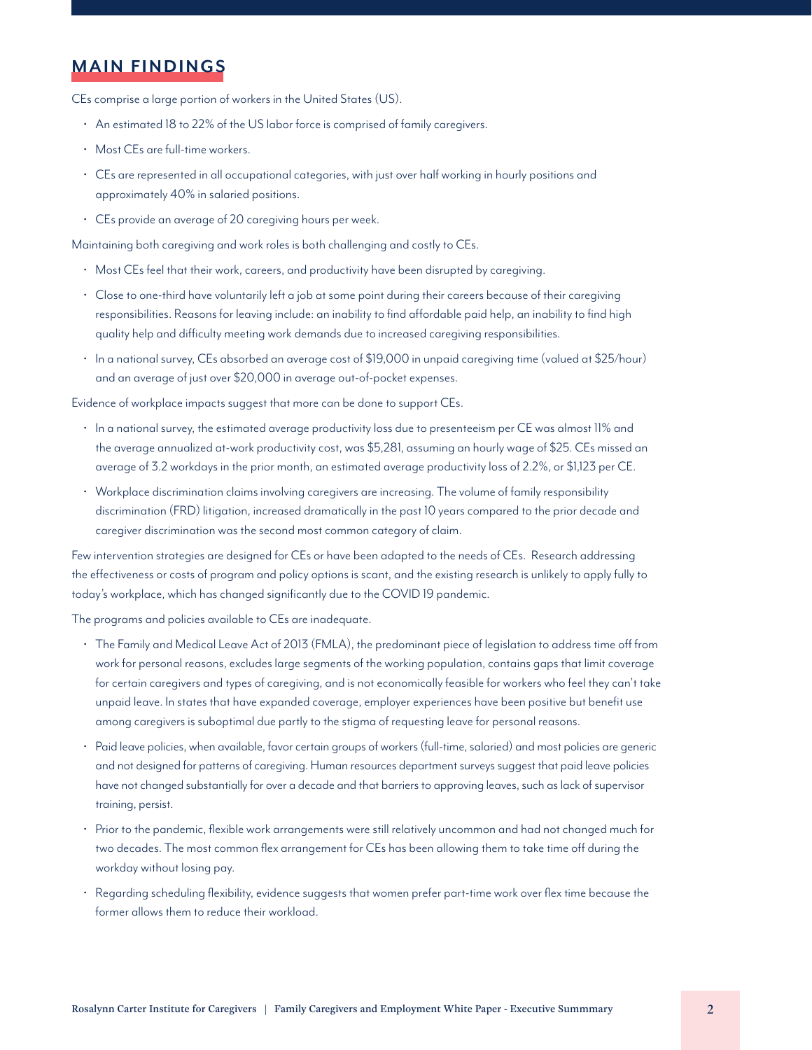## MAIN FINDINGS

CEs comprise a large portion of workers in the United States (US).

- An estimated 18 to 22% of the US labor force is comprised of family caregivers.
- Most CEs are full-time workers.
- CEs are represented in all occupational categories, with just over half working in hourly positions and approximately 40% in salaried positions.
- CEs provide an average of 20 caregiving hours per week.

Maintaining both caregiving and work roles is both challenging and costly to CEs.

- Most CEs feel that their work, careers, and productivity have been disrupted by caregiving.
- Close to one-third have voluntarily left a job at some point during their careers because of their caregiving responsibilities. Reasons for leaving include: an inability to find affordable paid help, an inability to find high quality help and difficulty meeting work demands due to increased caregiving responsibilities.
- In a national survey, CEs absorbed an average cost of $19,000 in unpaid caregiving time (valued at $25/hour) and an average of just over $20,000 in average out-of-pocket expenses.

Evidence of workplace impacts suggest that more can be done to support CEs.

- In a national survey, the estimated average productivity loss due to presenteeism per CE was almost 11% and the average annualized at-work productivity cost, was $5,281, assuming an hourly wage of $25. CEs missed an average of 3.2 workdays in the prior month, an estimated average productivity loss of 2.2%, or $1,123 per CE.
- Workplace discrimination claims involving caregivers are increasing. The volume of family responsibility discrimination (FRD) litigation, increased dramatically in the past 10 years compared to the prior decade and caregiver discrimination was the second most common category of claim.

Few intervention strategies are designed for CEs or have been adapted to the needs of CEs. Research addressing the effectiveness or costs of program and policy options is scant, and the existing research is unlikely to apply fully to today's workplace, which has changed significantly due to the COVID 19 pandemic.

The programs and policies available to CEs are inadequate.

- The Family and Medical Leave Act of 2013 (FMLA), the predominant piece of legislation to address time off from work for personal reasons, excludes large segments of the working population, contains gaps that limit coverage for certain caregivers and types of caregiving, and is not economically feasible for workers who feel they can't take unpaid leave. In states that have expanded coverage, employer experiences have been positive but benefit use among caregivers is suboptimal due partly to the stigma of requesting leave for personal reasons.
- Paid leave policies, when available, favor certain groups of workers (full-time, salaried) and most policies are generic and not designed for patterns of caregiving. Human resources department surveys suggest that paid leave policies have not changed substantially for over a decade and that barriers to approving leaves, such as lack of supervisor training, persist.
- Prior to the pandemic, flexible work arrangements were still relatively uncommon and had not changed much for two decades. The most common flex arrangement for CEs has been allowing them to take time off during the workday without losing pay.
- Regarding scheduling flexibility, evidence suggests that women prefer part-time work over flex time because the former allows them to reduce their workload.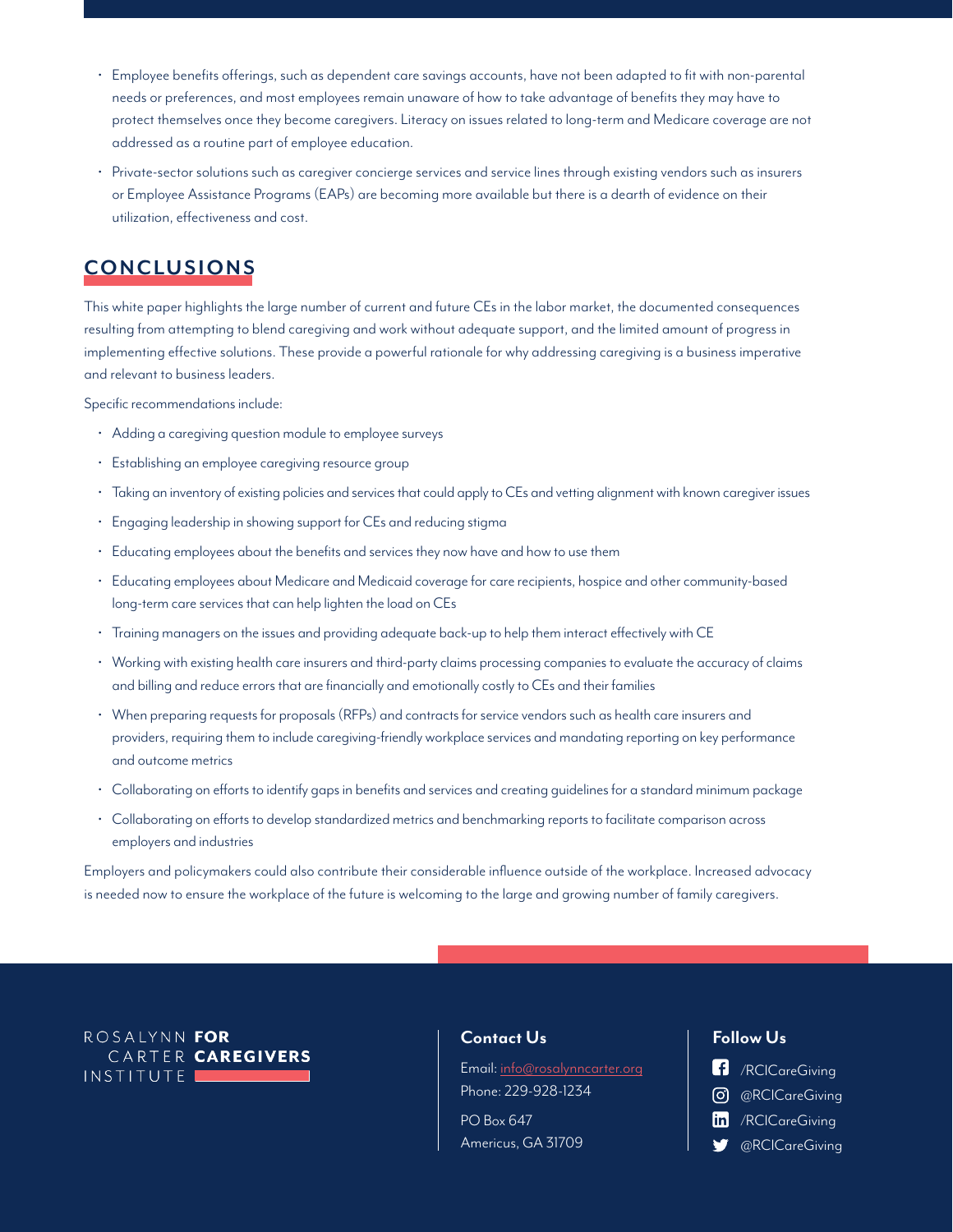- Employee benefits offerings, such as dependent care savings accounts, have not been adapted to fit with non-parental needs or preferences, and most employees remain unaware of how to take advantage of benefits they may have to protect themselves once they become caregivers. Literacy on issues related to long-term and Medicare coverage are not addressed as a routine part of employee education.
- Private-sector solutions such as caregiver concierge services and service lines through existing vendors such as insurers or Employee Assistance Programs (EAPs) are becoming more available but there is a dearth of evidence on their utilization, effectiveness and cost.

## CONCLUSIONS

This white paper highlights the large number of current and future CEs in the labor market, the documented consequences resulting from attempting to blend caregiving and work without adequate support, and the limited amount of progress in implementing effective solutions. These provide a powerful rationale for why addressing caregiving is a business imperative and relevant to business leaders.

Specific recommendations include:

- Adding a caregiving question module to employee surveys
- Establishing an employee caregiving resource group
- Taking an inventory of existing policies and services that could apply to CEs and vetting alignment with known caregiver issues
- Engaging leadership in showing support for CEs and reducing stigma
- Educating employees about the benefits and services they now have and how to use them
- Educating employees about Medicare and Medicaid coverage for care recipients, hospice and other community-based long-term care services that can help lighten the load on CEs
- Training managers on the issues and providing adequate back-up to help them interact effectively with CE
- Working with existing health care insurers and third-party claims processing companies to evaluate the accuracy of claims and billing and reduce errors that are financially and emotionally costly to CEs and their families
- When preparing requests for proposals (RFPs) and contracts for service vendors such as health care insurers and providers, requiring them to include caregiving-friendly workplace services and mandating reporting on key performance and outcome metrics
- Collaborating on efforts to identify gaps in benefits and services and creating guidelines for a standard minimum package
- Collaborating on efforts to develop standardized metrics and benchmarking reports to facilitate comparison across employers and industries

Employers and policymakers could also contribute their considerable influence outside of the workplace. Increased advocacy is needed now to ensure the workplace of the future is welcoming to the large and growing number of family caregivers.

ROSALYNN CARTER INSTITUTE FOR CAREGIVERS

**Contact Us**

Email: info@rosalynncarter.org
Phone: 229-928-1234

PO Box 647
Americus, GA 31709

**Follow Us**

/RCICareGiving
@RCICareGiving
/RCICareGiving
@RCICareGiving